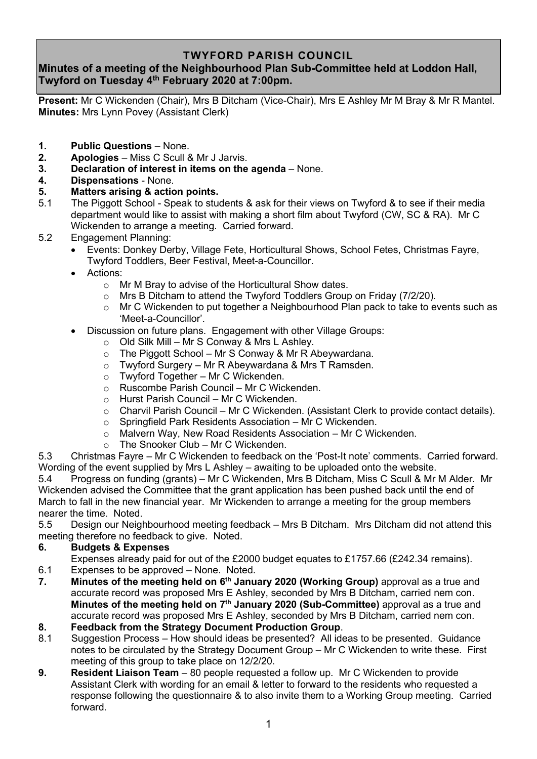# TWYFORD PARISH COUNCIL

## Minutes of a meeting of the Neighbourhood Plan Sub-Committee held at Loddon Hall, Twyford on Tuesday 4th February 2020 at 7:00pm.

**Present:** Mr C Wickenden (Chair), Mrs B Ditcham (Vice-Chair), Mrs E Ashley Mr M Bray & Mr R Mantel.
**Minutes:** Mrs Lynn Povey (Assistant Clerk)

1. **Public Questions** – None.
2. **Apologies** – Miss C Scull & Mr J Jarvis.
3. **Declaration of interest in items on the agenda** – None.
4. **Dispensations** - None.
5. **Matters arising & action points.**

5.1 The Piggott School - Speak to students & ask for their views on Twyford & to see if their media department would like to assist with making a short film about Twyford (CW, SC & RA). Mr C Wickenden to arrange a meeting. Carried forward.

5.2 Engagement Planning:

- Events: Donkey Derby, Village Fete, Horticultural Shows, School Fetes, Christmas Fayre, Twyford Toddlers, Beer Festival, Meet-a-Councillor.
- Actions:
  - Mr M Bray to advise of the Horticultural Show dates.
  - Mrs B Ditcham to attend the Twyford Toddlers Group on Friday (7/2/20).
  - Mr C Wickenden to put together a Neighbourhood Plan pack to take to events such as 'Meet-a-Councillor'.
- Discussion on future plans. Engagement with other Village Groups:
  - Old Silk Mill – Mr S Conway & Mrs L Ashley.
  - The Piggott School – Mr S Conway & Mr R Abeywardana.
  - Twyford Surgery – Mr R Abeywardana & Mrs T Ramsden.
  - Twyford Together – Mr C Wickenden.
  - Ruscombe Parish Council – Mr C Wickenden.
  - Hurst Parish Council – Mr C Wickenden.
  - Charvil Parish Council – Mr C Wickenden. (Assistant Clerk to provide contact details).
  - Springfield Park Residents Association – Mr C Wickenden.
  - Malvern Way, New Road Residents Association – Mr C Wickenden.
  - The Snooker Club – Mr C Wickenden.

5.3 Christmas Fayre – Mr C Wickenden to feedback on the 'Post-It note' comments. Carried forward. Wording of the event supplied by Mrs L Ashley – awaiting to be uploaded onto the website.

5.4 Progress on funding (grants) – Mr C Wickenden, Mrs B Ditcham, Miss C Scull & Mr M Alder. Mr Wickenden advised the Committee that the grant application has been pushed back until the end of March to fall in the new financial year. Mr Wickenden to arrange a meeting for the group members nearer the time. Noted.

5.5 Design our Neighbourhood meeting feedback – Mrs B Ditcham. Mrs Ditcham did not attend this meeting therefore no feedback to give. Noted.

6. **Budgets & Expenses**

Expenses already paid for out of the £2000 budget equates to £1757.66 (£242.34 remains).

6.1 Expenses to be approved – None. Noted.

7. **Minutes of the meeting held on 6th January 2020 (Working Group)** approval as a true and accurate record was proposed Mrs E Ashley, seconded by Mrs B Ditcham, carried nem con. **Minutes of the meeting held on 7th January 2020 (Sub-Committee)** approval as a true and accurate record was proposed Mrs E Ashley, seconded by Mrs B Ditcham, carried nem con.

8. **Feedback from the Strategy Document Production Group**.

8.1 Suggestion Process – How should ideas be presented? All ideas to be presented. Guidance notes to be circulated by the Strategy Document Group – Mr C Wickenden to write these. First meeting of this group to take place on 12/2/20.

9. **Resident Liaison Team** – 80 people requested a follow up. Mr C Wickenden to provide Assistant Clerk with wording for an email & letter to forward to the residents who requested a response following the questionnaire & to also invite them to a Working Group meeting. Carried forward.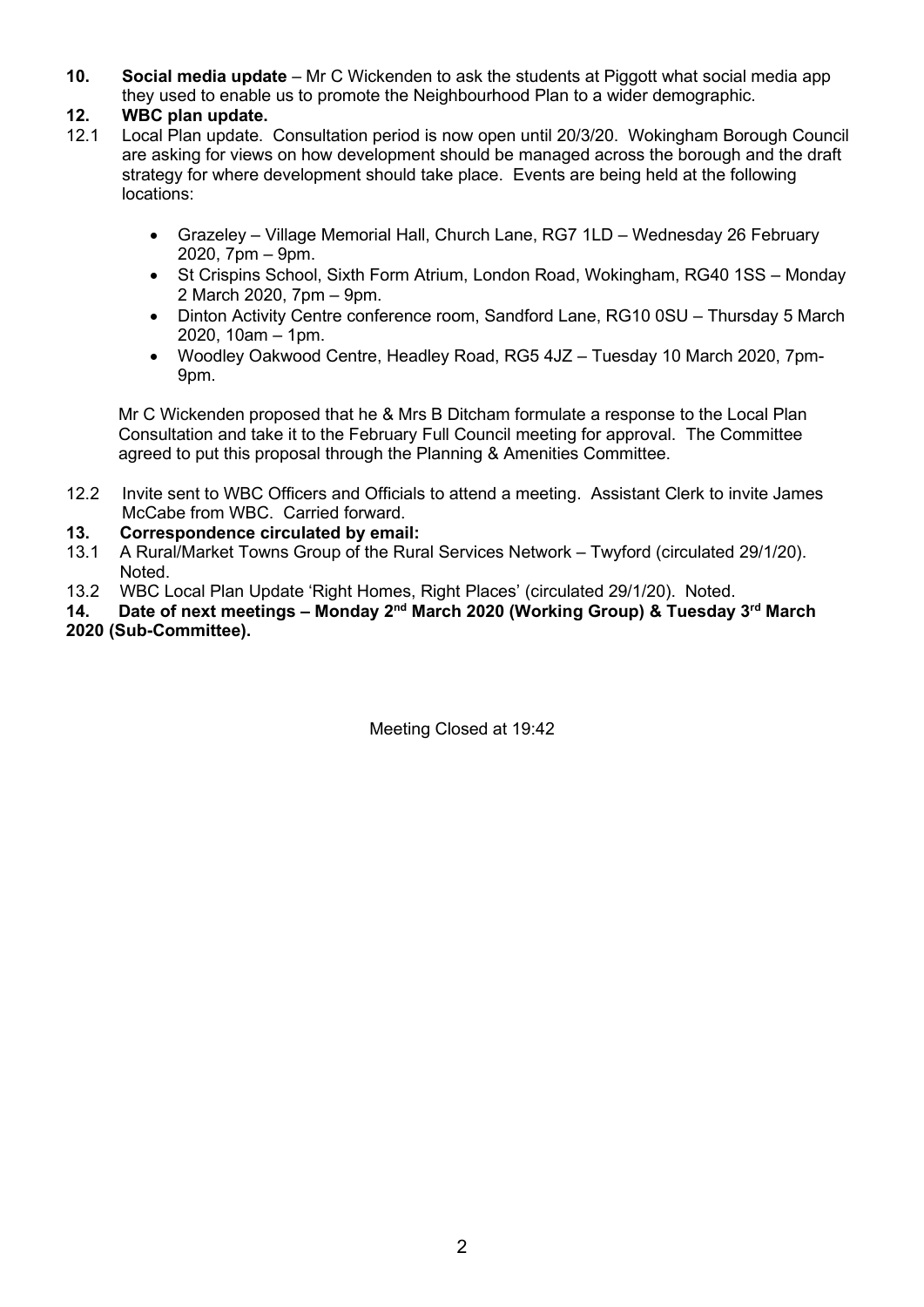**10. Social media update** – Mr C Wickenden to ask the students at Piggott what social media app they used to enable us to promote the Neighbourhood Plan to a wider demographic.

**12. WBC plan update.**

12.1 Local Plan update. Consultation period is now open until 20/3/20. Wokingham Borough Council are asking for views on how development should be managed across the borough and the draft strategy for where development should take place. Events are being held at the following locations:

- Grazeley – Village Memorial Hall, Church Lane, RG7 1LD – Wednesday 26 February 2020, 7pm – 9pm.
- St Crispins School, Sixth Form Atrium, London Road, Wokingham, RG40 1SS – Monday 2 March 2020, 7pm – 9pm.
- Dinton Activity Centre conference room, Sandford Lane, RG10 0SU – Thursday 5 March 2020, 10am – 1pm.
- Woodley Oakwood Centre, Headley Road, RG5 4JZ – Tuesday 10 March 2020, 7pm-9pm.

Mr C Wickenden proposed that he & Mrs B Ditcham formulate a response to the Local Plan Consultation and take it to the February Full Council meeting for approval. The Committee agreed to put this proposal through the Planning & Amenities Committee.

12.2 Invite sent to WBC Officers and Officials to attend a meeting. Assistant Clerk to invite James McCabe from WBC. Carried forward.

**13. Correspondence circulated by email:**

13.1 A Rural/Market Towns Group of the Rural Services Network – Twyford (circulated 29/1/20). Noted.

13.2 WBC Local Plan Update 'Right Homes, Right Places' (circulated 29/1/20). Noted.

**14. Date of next meetings – Monday 2nd March 2020 (Working Group) & Tuesday 3rd March 2020 (Sub-Committee).**

Meeting Closed at 19:42